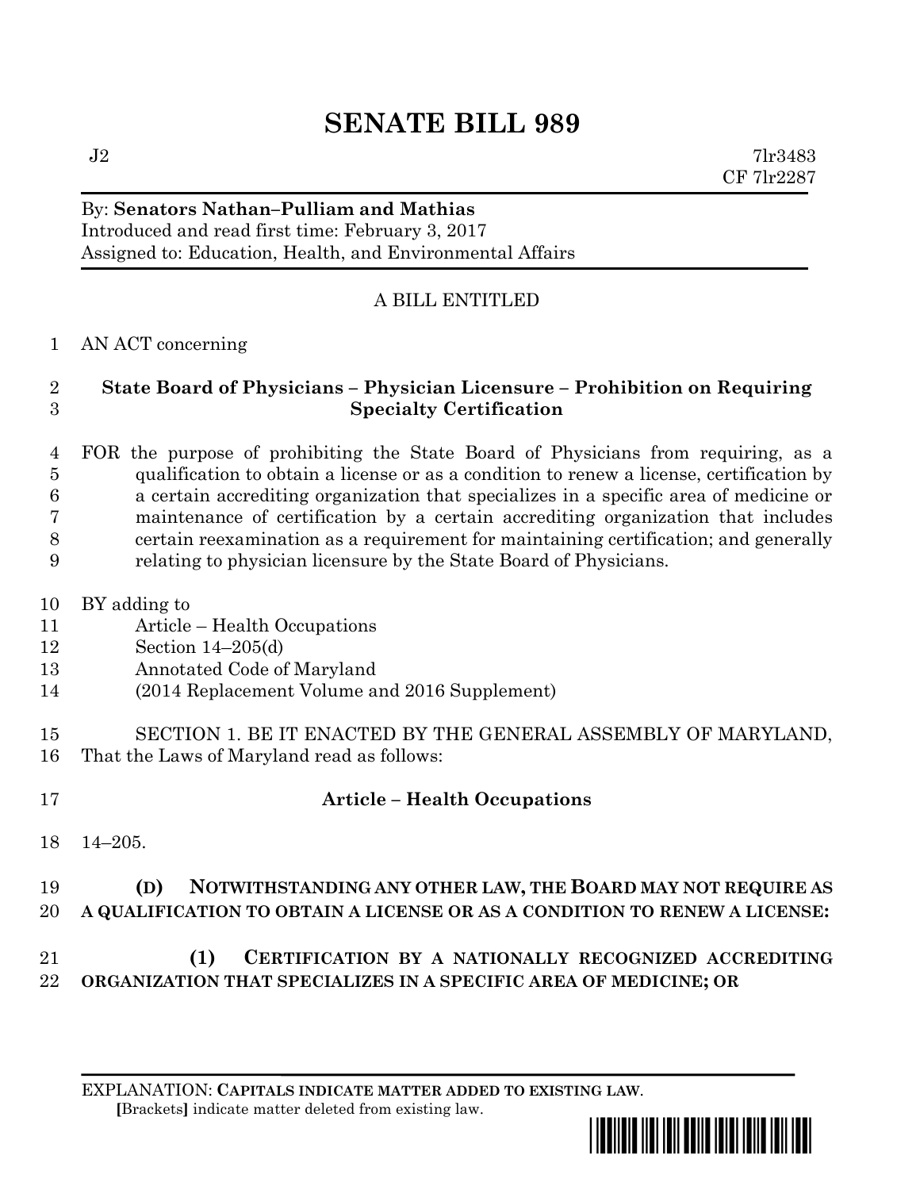# SENATE BILL 989

J2 7lr3483
CF 7lr2287

By: **Senators Nathan–Pulliam and Mathias**
Introduced and read first time: February 3, 2017
Assigned to: Education, Health, and Environmental Affairs

A BILL ENTITLED

AN ACT concerning

**State Board of Physicians – Physician Licensure – Prohibition on Requiring Specialty Certification**

FOR the purpose of prohibiting the State Board of Physicians from requiring, as a qualification to obtain a license or as a condition to renew a license, certification by a certain accrediting organization that specializes in a specific area of medicine or maintenance of certification by a certain accrediting organization that includes certain reexamination as a requirement for maintaining certification; and generally relating to physician licensure by the State Board of Physicians.

BY adding to
Article – Health Occupations
Section 14–205(d)
Annotated Code of Maryland
(2014 Replacement Volume and 2016 Supplement)

SECTION 1. BE IT ENACTED BY THE GENERAL ASSEMBLY OF MARYLAND, That the Laws of Maryland read as follows:

**Article – Health Occupations**

14–205.

**(D) NOTWITHSTANDING ANY OTHER LAW, THE BOARD MAY NOT REQUIRE AS A QUALIFICATION TO OBTAIN A LICENSE OR AS A CONDITION TO RENEW A LICENSE:**

**(1) CERTIFICATION BY A NATIONALLY RECOGNIZED ACCREDITING ORGANIZATION THAT SPECIALIZES IN A SPECIFIC AREA OF MEDICINE; OR**

EXPLANATION: **CAPITALS INDICATE MATTER ADDED TO EXISTING LAW**.
[Brackets] indicate matter deleted from existing law.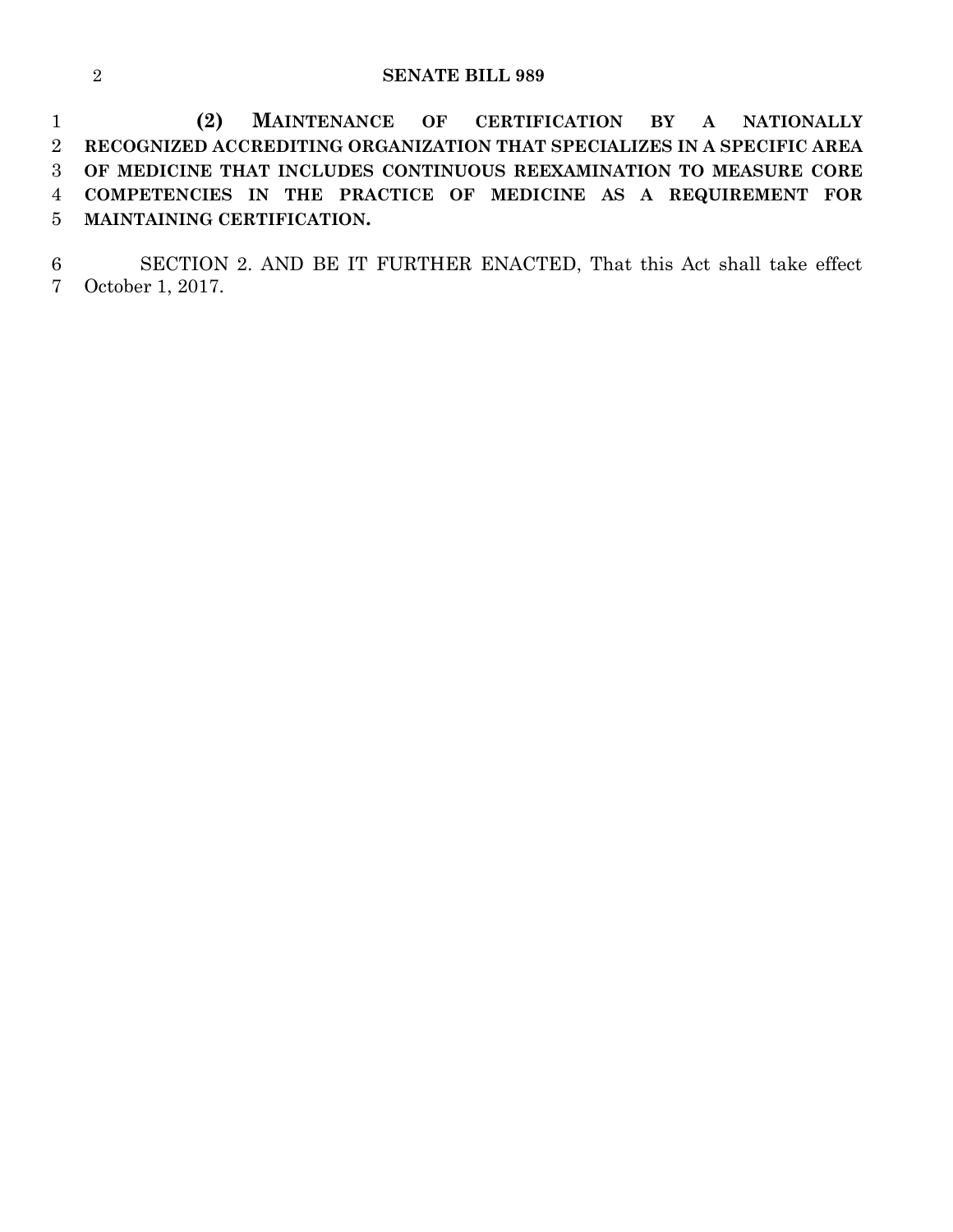**(2) MAINTENANCE OF CERTIFICATION BY A NATIONALLY RECOGNIZED ACCREDITING ORGANIZATION THAT SPECIALIZES IN A SPECIFIC AREA OF MEDICINE THAT INCLUDES CONTINUOUS REEXAMINATION TO MEASURE CORE COMPETENCIES IN THE PRACTICE OF MEDICINE AS A REQUIREMENT FOR MAINTAINING CERTIFICATION.**

SECTION 2. AND BE IT FURTHER ENACTED, That this Act shall take effect October 1, 2017.